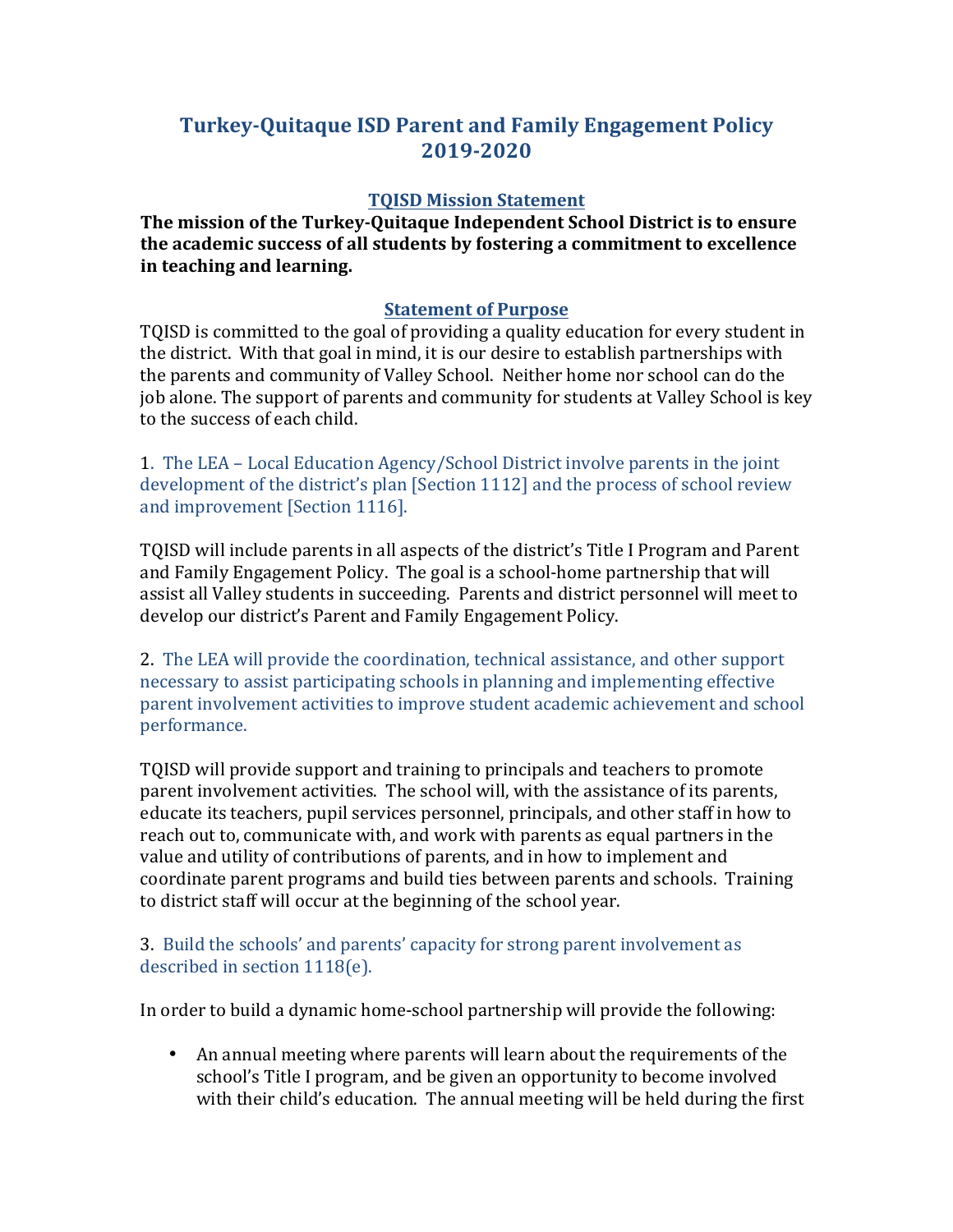# Turkey-Quitaque ISD Parent and Family Engagement Policy 2019-2020

## TQISD Mission Statement

**The mission of the Turkey-Quitaque Independent School District is to ensure the academic success of all students by fostering a commitment to excellence in teaching and learning.**

## Statement of Purpose

TQISD is committed to the goal of providing a quality education for every student in the district. With that goal in mind, it is our desire to establish partnerships with the parents and community of Valley School. Neither home nor school can do the job alone. The support of parents and community for students at Valley School is key to the success of each child.

1. The LEA – Local Education Agency/School District involve parents in the joint development of the district's plan [Section 1112] and the process of school review and improvement [Section 1116].

TQISD will include parents in all aspects of the district's Title I Program and Parent and Family Engagement Policy. The goal is a school-home partnership that will assist all Valley students in succeeding. Parents and district personnel will meet to develop our district's Parent and Family Engagement Policy.

2. The LEA will provide the coordination, technical assistance, and other support necessary to assist participating schools in planning and implementing effective parent involvement activities to improve student academic achievement and school performance.

TQISD will provide support and training to principals and teachers to promote parent involvement activities. The school will, with the assistance of its parents, educate its teachers, pupil services personnel, principals, and other staff in how to reach out to, communicate with, and work with parents as equal partners in the value and utility of contributions of parents, and in how to implement and coordinate parent programs and build ties between parents and schools. Training to district staff will occur at the beginning of the school year.

3. Build the schools' and parents' capacity for strong parent involvement as described in section 1118(e).

In order to build a dynamic home-school partnership will provide the following:

- An annual meeting where parents will learn about the requirements of the school's Title I program, and be given an opportunity to become involved with their child's education. The annual meeting will be held during the first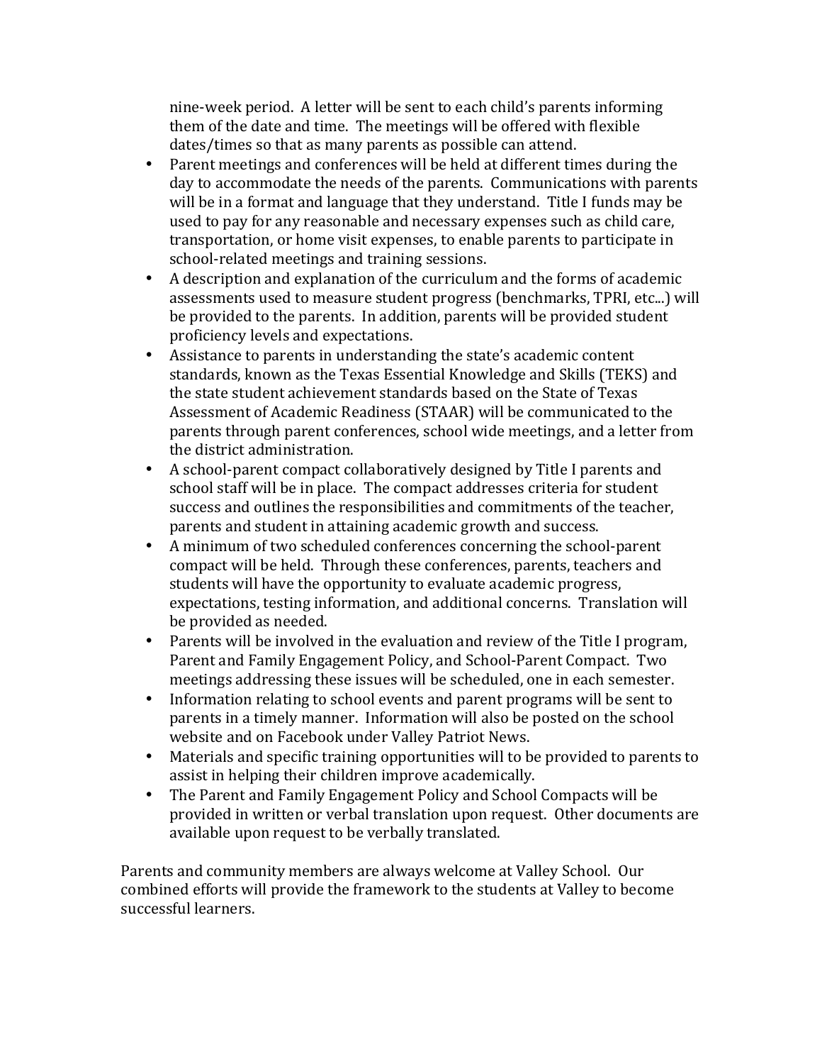nine-week period. A letter will be sent to each child's parents informing them of the date and time. The meetings will be offered with flexible dates/times so that as many parents as possible can attend.

- Parent meetings and conferences will be held at different times during the day to accommodate the needs of the parents. Communications with parents will be in a format and language that they understand. Title I funds may be used to pay for any reasonable and necessary expenses such as child care, transportation, or home visit expenses, to enable parents to participate in school-related meetings and training sessions.
- A description and explanation of the curriculum and the forms of academic assessments used to measure student progress (benchmarks, TPRI, etc...) will be provided to the parents. In addition, parents will be provided student proficiency levels and expectations.
- Assistance to parents in understanding the state's academic content standards, known as the Texas Essential Knowledge and Skills (TEKS) and the state student achievement standards based on the State of Texas Assessment of Academic Readiness (STAAR) will be communicated to the parents through parent conferences, school wide meetings, and a letter from the district administration.
- A school-parent compact collaboratively designed by Title I parents and school staff will be in place. The compact addresses criteria for student success and outlines the responsibilities and commitments of the teacher, parents and student in attaining academic growth and success.
- A minimum of two scheduled conferences concerning the school-parent compact will be held. Through these conferences, parents, teachers and students will have the opportunity to evaluate academic progress, expectations, testing information, and additional concerns. Translation will be provided as needed.
- Parents will be involved in the evaluation and review of the Title I program, Parent and Family Engagement Policy, and School-Parent Compact. Two meetings addressing these issues will be scheduled, one in each semester.
- Information relating to school events and parent programs will be sent to parents in a timely manner. Information will also be posted on the school website and on Facebook under Valley Patriot News.
- Materials and specific training opportunities will to be provided to parents to assist in helping their children improve academically.
- The Parent and Family Engagement Policy and School Compacts will be provided in written or verbal translation upon request. Other documents are available upon request to be verbally translated.

Parents and community members are always welcome at Valley School. Our combined efforts will provide the framework to the students at Valley to become successful learners.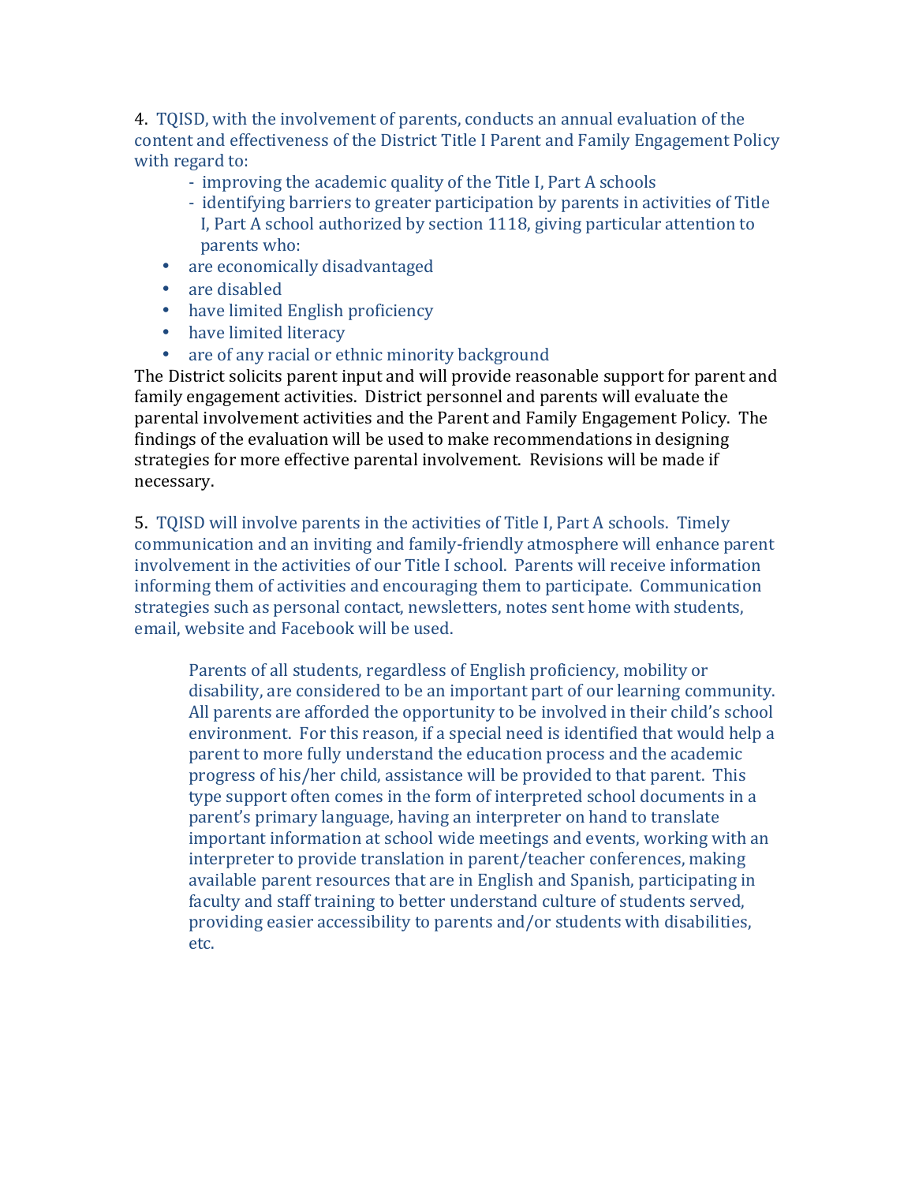4. TQISD, with the involvement of parents, conducts an annual evaluation of the content and effectiveness of the District Title I Parent and Family Engagement Policy with regard to:

- improving the academic quality of the Title I, Part A schools
- identifying barriers to greater participation by parents in activities of Title I, Part A school authorized by section 1118, giving particular attention to parents who:
  - are economically disadvantaged
  - are disabled
  - have limited English proficiency
  - have limited literacy
  - are of any racial or ethnic minority background

The District solicits parent input and will provide reasonable support for parent and family engagement activities. District personnel and parents will evaluate the parental involvement activities and the Parent and Family Engagement Policy. The findings of the evaluation will be used to make recommendations in designing strategies for more effective parental involvement. Revisions will be made if necessary.

5. TQISD will involve parents in the activities of Title I, Part A schools. Timely communication and an inviting and family-friendly atmosphere will enhance parent involvement in the activities of our Title I school. Parents will receive information informing them of activities and encouraging them to participate. Communication strategies such as personal contact, newsletters, notes sent home with students, email, website and Facebook will be used.

Parents of all students, regardless of English proficiency, mobility or disability, are considered to be an important part of our learning community. All parents are afforded the opportunity to be involved in their child's school environment. For this reason, if a special need is identified that would help a parent to more fully understand the education process and the academic progress of his/her child, assistance will be provided to that parent. This type support often comes in the form of interpreted school documents in a parent's primary language, having an interpreter on hand to translate important information at school wide meetings and events, working with an interpreter to provide translation in parent/teacher conferences, making available parent resources that are in English and Spanish, participating in faculty and staff training to better understand culture of students served, providing easier accessibility to parents and/or students with disabilities, etc.